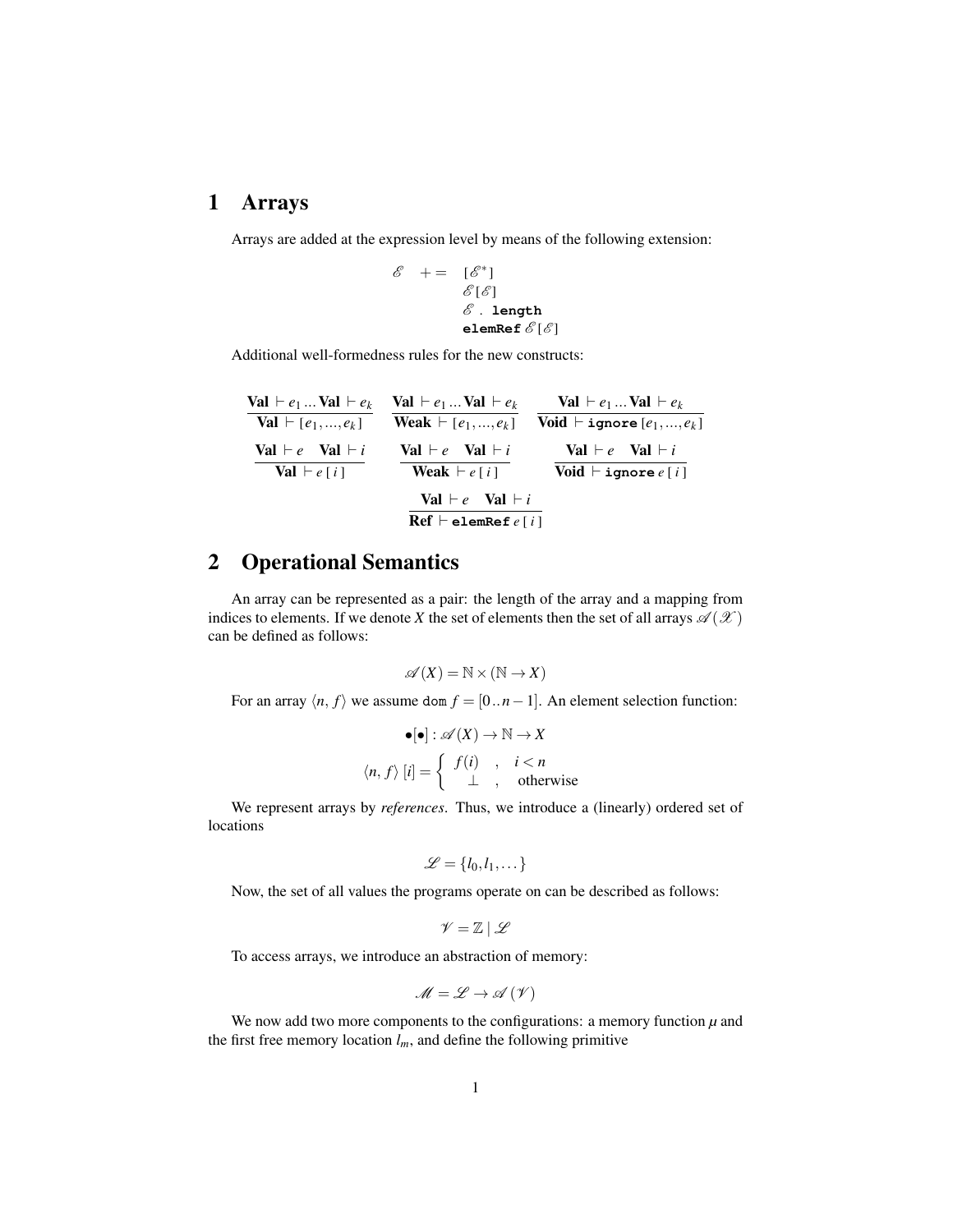# 1 Arrays

Arrays are added at the expression level by means of the following extension:

$$
\begin{array}{rcl}
\mathscr{E} & += & [\mathscr{E}^*] \\
 & & \mathscr{E}[\mathscr{E}] \\
 & & \mathscr{E}\ .\ \texttt{length} \\
 & & \texttt{elemRef}\ \mathscr{E}[\mathscr{E}]
\end{array}
$$

Additional well-formedness rules for the new constructs:

$$
\frac{\textbf{Val} \vdash e_1 \ldots \textbf{Val} \vdash e_k}{\textbf{Val} \vdash [e_1, \ldots, e_k]} \qquad
\frac{\textbf{Val} \vdash e_1 \ldots \textbf{Val} \vdash e_k}{\textbf{Weak} \vdash [e_1, \ldots, e_k]} \qquad
\frac{\textbf{Val} \vdash e_1 \ldots \textbf{Val} \vdash e_k}{\textbf{Void} \vdash \texttt{ignore}\, [e_1, \ldots, e_k]}
$$

$$
\frac{\textbf{Val} \vdash e \quad \textbf{Val} \vdash i}{\textbf{Val} \vdash e\,[\,i\,]} \qquad
\frac{\textbf{Val} \vdash e \quad \textbf{Val} \vdash i}{\textbf{Weak} \vdash e\,[\,i\,]} \qquad
\frac{\textbf{Val} \vdash e \quad \textbf{Val} \vdash i}{\textbf{Void} \vdash \texttt{ignore}\, e\,[\,i\,]}
$$

$$
\frac{\textbf{Val} \vdash e \quad \textbf{Val} \vdash i}{\textbf{Ref} \vdash \texttt{elemRef}\, e\,[\,i\,]}
$$

# 2 Operational Semantics

An array can be represented as a pair: the length of the array and a mapping from indices to elements. If we denote $X$ the set of elements then the set of all arrays $\mathscr{A}(\mathscr{X})$ can be defined as follows:

$$
\mathscr{A}(X) = \mathbb{N} \times (\mathbb{N} \to X)
$$

For an array $\langle n, f \rangle$ we assume $\texttt{dom}\, f = [0\,..\,n-1]$. An element selection function:

$$
\bullet[\bullet] : \mathscr{A}(X) \to \mathbb{N} \to X
$$

$$
\langle n, f \rangle\ [i] = \left\{ \begin{array}{ccl} f(i) & , & i < n \\ \bot & , & \text{otherwise} \end{array} \right.
$$

We represent arrays by *references*. Thus, we introduce a (linearly) ordered set of locations

$$
\mathscr{L} = \{l_0, l_1, \ldots\}
$$

Now, the set of all values the programs operate on can be described as follows:

$$
\mathscr{V} = \mathbb{Z} \mid \mathscr{L}
$$

To access arrays, we introduce an abstraction of memory:

$$
\mathscr{M} = \mathscr{L} \to \mathscr{A}(\mathscr{V})
$$

We now add two more components to the configurations: a memory function $\mu$ and the first free memory location $l_m$, and define the following primitive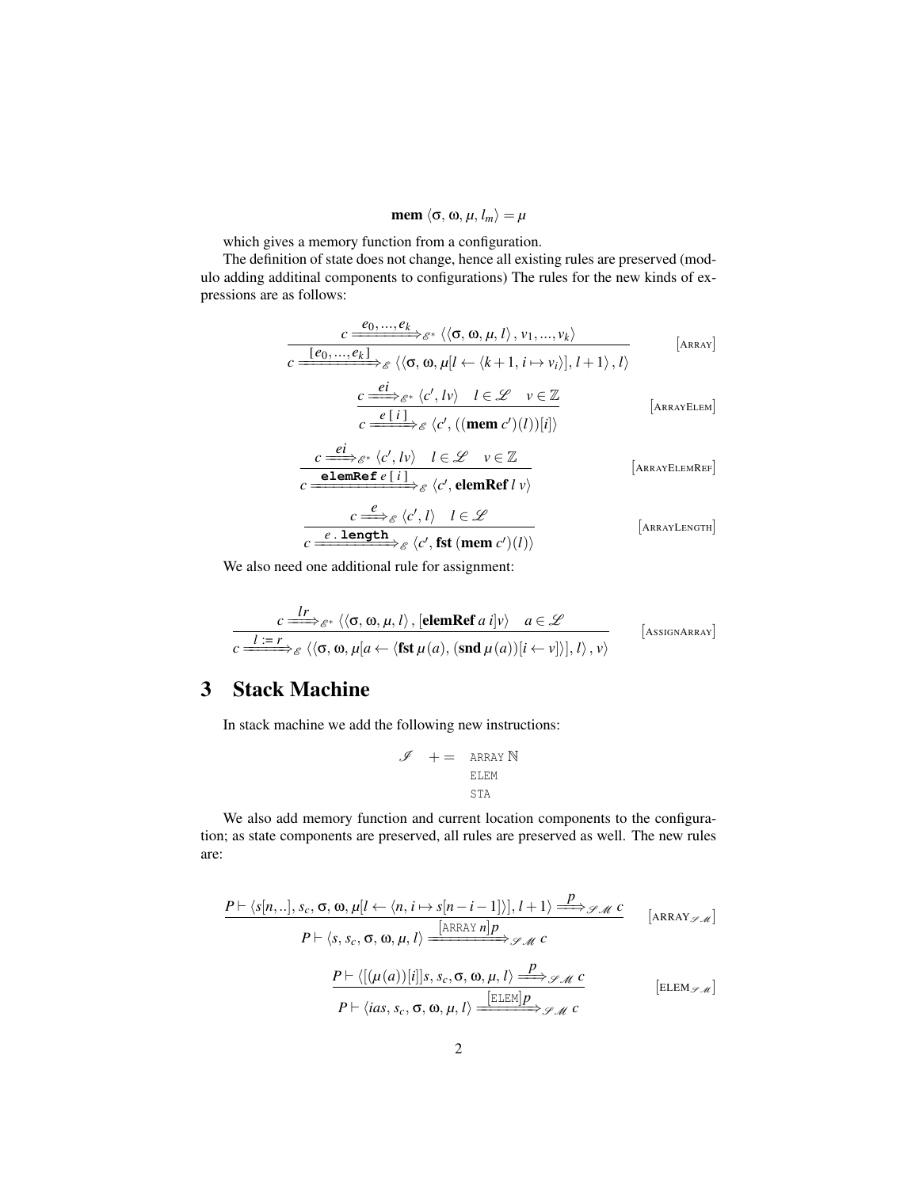$$\mathbf{mem}\ \langle \sigma, \omega, \mu, l_m \rangle = \mu$$

which gives a memory function from a configuration.

The definition of state does not change, hence all existing rules are preserved (modulo adding additinal components to configurations) The rules for the new kinds of expressions are as follows:

$$\frac{c \xRightarrow{e_0, ..., e_k}_{\mathscr{E}^*} \langle \langle \sigma, \omega, \mu, l \rangle, v_1, ..., v_k \rangle}{c \xRightarrow{[e_0, ..., e_k]}_{\mathscr{E}} \langle \langle \sigma, \omega, \mu[l \leftarrow \langle k+1, i \mapsto v_i \rangle], l+1 \rangle, l \rangle} \quad [\text{ARRAY}]$$

$$\frac{c \xRightarrow{ei}_{\mathscr{E}^*} \langle c', lv \rangle \quad l \in \mathscr{L} \quad v \in \mathbb{Z}}{c \xRightarrow{e\,[\,i\,]}_{\mathscr{E}} \langle c', ((\mathbf{mem}\ c')(l))[i] \rangle} \quad [\text{ARRAYELEM}]$$

$$\frac{c \xRightarrow{ei}_{\mathscr{E}^*} \langle c', lv \rangle \quad l \in \mathscr{L} \quad v \in \mathbb{Z}}{c \xRightarrow{\texttt{elemRef}\ e\,[\,i\,]}_{\mathscr{E}} \langle c', \mathbf{elemRef}\ l\ v \rangle} \quad [\text{ARRAYELEMREF}]$$

$$\frac{c \xRightarrow{e}_{\mathscr{E}} \langle c', l \rangle \quad l \in \mathscr{L}}{c \xRightarrow{e\,.\,\texttt{length}}_{\mathscr{E}} \langle c', \mathbf{fst}\ (\mathbf{mem}\ c')(l) \rangle} \quad [\text{ARRAYLENGTH}]$$

We also need one additional rule for assignment:

$$\frac{c \xRightarrow{lr}_{\mathscr{E}^*} \langle \langle \sigma, \omega, \mu, l \rangle, [\mathbf{elemRef}\ a\ i]v \rangle \quad a \in \mathscr{L}}{c \xRightarrow{l := r}_{\mathscr{E}} \langle \langle \sigma, \omega, \mu[a \leftarrow \langle \mathbf{fst}\ \mu(a), (\mathbf{snd}\ \mu(a))[i \leftarrow v] \rangle], l \rangle, v \rangle} \quad [\text{ASSIGNARRAY}]$$

# 3 Stack Machine

In stack machine we add the following new instructions:

$$\begin{array}{rcl} \mathscr{I} & += & \texttt{ARRAY}\ \mathbb{N} \\ & & \texttt{ELEM} \\ & & \texttt{STA} \end{array}$$

We also add memory function and current location components to the configuration; as state components are preserved, all rules are preserved as well. The new rules are:

$$\frac{P \vdash \langle s[n, ..], s_c, \sigma, \omega, \mu[l \leftarrow \langle n, i \mapsto s[n-i-1] \rangle], l+1 \rangle \xRightarrow{p}_{\mathscr{S}\mathscr{M}} c}{P \vdash \langle s, s_c, \sigma, \omega, \mu, l \rangle \xRightarrow{[\texttt{ARRAY}\ n]p}_{\mathscr{S}\mathscr{M}} c} \quad [\text{ARRAY}_{\mathscr{S}\mathscr{M}}]$$

$$\frac{P \vdash \langle [(\mu(a))[i]]s, s_c, \sigma, \omega, \mu, l \rangle \xRightarrow{p}_{\mathscr{S}\mathscr{M}} c}{P \vdash \langle ias, s_c, \sigma, \omega, \mu, l \rangle \xRightarrow{[\texttt{ELEM}]p}_{\mathscr{S}\mathscr{M}} c} \quad [\text{ELEM}_{\mathscr{S}\mathscr{M}}]$$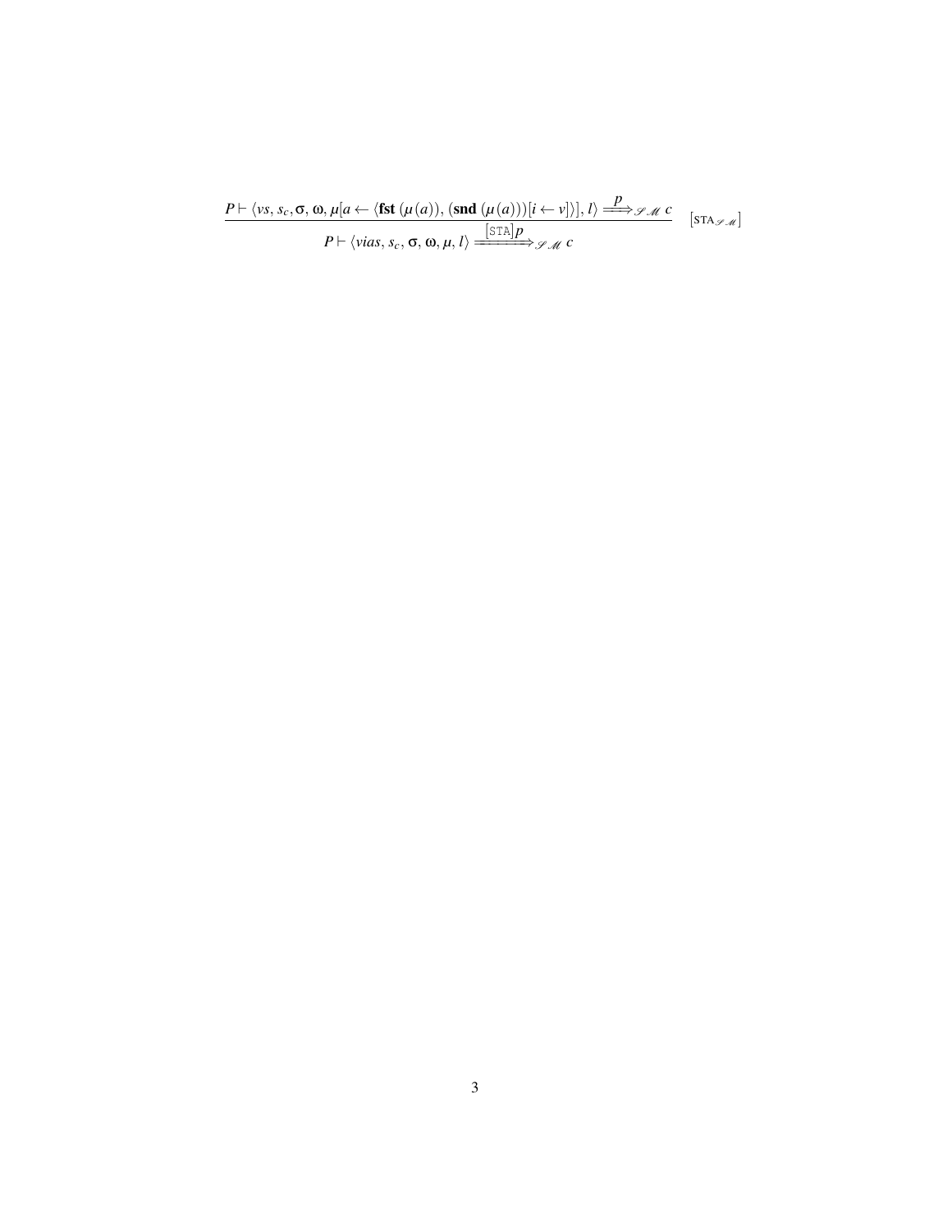$$\frac{P \vdash \langle vs, s_c, \sigma, \omega, \mu[a \leftarrow \langle \mathbf{fst}\ (\mu(a)), (\mathbf{snd}\ (\mu(a)))[i \leftarrow v] \rangle], l \rangle \xrightarrow{p}_{\mathscr{S}\mathscr{M}} c}{P \vdash \langle vias, s_c, \sigma, \omega, \mu, l \rangle \xrightarrow{[\mathtt{STA}]p}_{\mathscr{S}\mathscr{M}} c} \quad [\mathrm{STA}_{\mathscr{S}\mathscr{M}}]$$